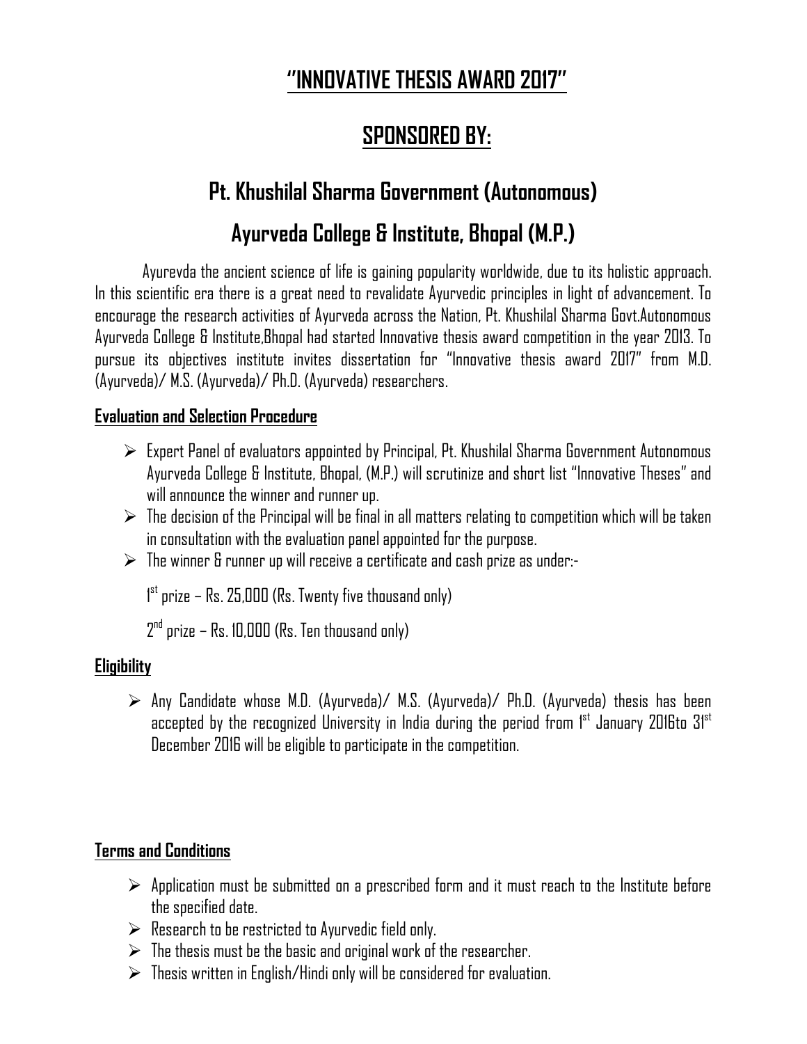# "INNOVATIVE THESIS AWARD 2017"

## SPONSORED BY:

## Pt. Khushilal Sharma Government (Autonomous)

## Ayurveda College & Institute, Bhopal (M.P.)

Ayurevda the ancient science of life is gaining popularity worldwide, due to its holistic approach. In this scientific era there is a great need to revalidate Ayurvedic principles in light of advancement. To encourage the research activities of Ayurveda across the Nation, Pt. Khushilal Sharma Govt.Autonomous Ayurveda College & Institute,Bhopal had started Innovative thesis award competition in the year 2013. To pursue its objectives institute invites dissertation for "Innovative thesis award 2017" from M.D. (Ayurveda)/ M.S. (Ayurveda)/ Ph.D. (Ayurveda) researchers.

**Evaluation and Selection Procedure**

- Expert Panel of evaluators appointed by Principal, Pt. Khushilal Sharma Government Autonomous Ayurveda College & Institute, Bhopal, (M.P.) will scrutinize and short list "Innovative Theses" and will announce the winner and runner up.
- The decision of the Principal will be final in all matters relating to competition which will be taken in consultation with the evaluation panel appointed for the purpose.
- The winner & runner up will receive a certificate and cash prize as under:-

  1st prize – Rs. 25,000 (Rs. Twenty five thousand only)

  2nd prize – Rs. 10,000 (Rs. Ten thousand only)

**Eligibility**

- Any Candidate whose M.D. (Ayurveda)/ M.S. (Ayurveda)/ Ph.D. (Ayurveda) thesis has been accepted by the recognized University in India during the period from 1st January 2016to 31st December 2016 will be eligible to participate in the competition.

**Terms and Conditions**

- Application must be submitted on a prescribed form and it must reach to the Institute before the specified date.
- Research to be restricted to Ayurvedic field only.
- The thesis must be the basic and original work of the researcher.
- Thesis written in English/Hindi only will be considered for evaluation.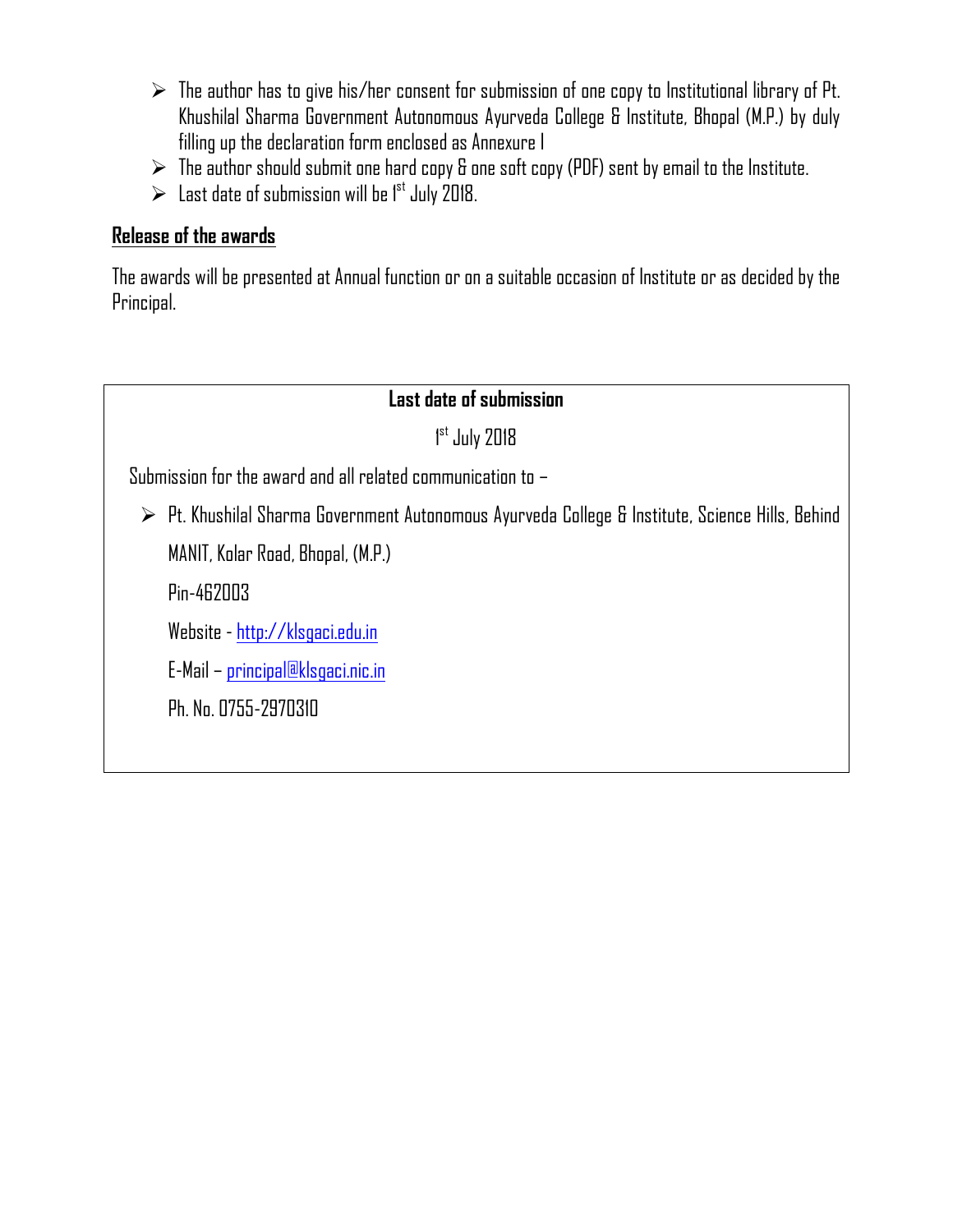- The author has to give his/her consent for submission of one copy to Institutional library of Pt. Khushilal Sharma Government Autonomous Ayurveda College & Institute, Bhopal (M.P.) by duly filling up the declaration form enclosed as Annexure I
- The author should submit one hard copy & one soft copy (PDF) sent by email to the Institute.
- Last date of submission will be 1st July 2018.

## Release of the awards

The awards will be presented at Annual function or on a suitable occasion of Institute or as decided by the Principal.

**Last date of submission**

1st July 2018

Submission for the award and all related communication to –

- Pt. Khushilal Sharma Government Autonomous Ayurveda College & Institute, Science Hills, Behind MANIT, Kolar Road, Bhopal, (M.P.)

  Pin-462003

  Website - http://klsgaci.edu.in

  E-Mail – principal@klsgaci.nic.in

  Ph. No. 0755-2970310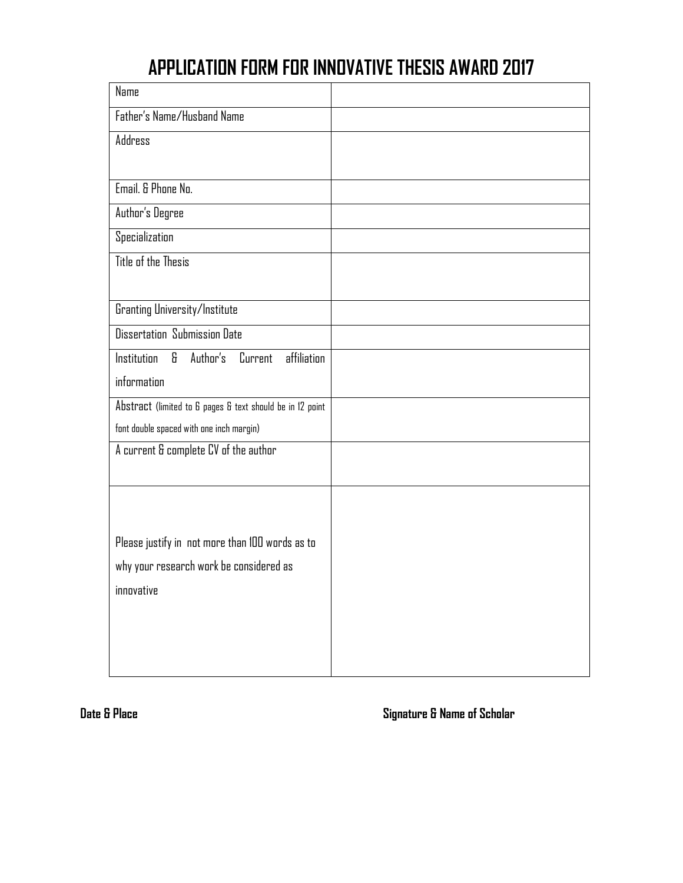# APPLICATION FORM FOR INNOVATIVE THESIS AWARD 2017

| | |
|---|---|
| Name | |
| Father's Name/Husband Name | |
| Address | |
| Email. & Phone No. | |
| Author's Degree | |
| Specialization | |
| Title of the Thesis | |
| Granting University/Institute | |
| Dissertation Submission Date | |
| Institution & Author's Current affiliation information | |
| Abstract (limited to 6 pages & text should be in 12 point font double spaced with one inch margin) | |
| A current & complete CV of the author | |
| Please justify in not more than 100 words as to why your research work be considered as innovative | |

**Date & Place** **Signature & Name of Scholar**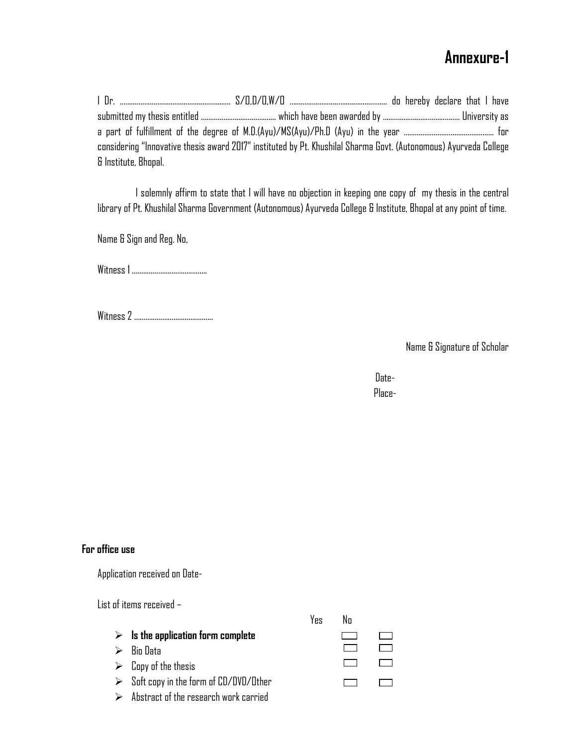# Annexure-1

I Dr. ............................................................ S/O,D/O,W/O ..................................................... do hereby declare that I have submitted my thesis entitled ......................................... which have been awarded by .......................................... University as a part of fulfillment of the degree of M.D.(Ayu)/MS(Ayu)/Ph.D (Ayu) in the year ................................................. for considering "Innovative thesis award 2017" instituted by Pt. Khushilal Sharma Govt. (Autonomous) Ayurveda College & Institute, Bhopal.

I solemnly affirm to state that I will have no objection in keeping one copy of my thesis in the central library of Pt. Khushilal Sharma Government (Autonomous) Ayurveda College & Institute, Bhopal at any point of time.

Name & Sign and Reg. No,

Witness 1 .........................................

Witness 2 ...........................................

Name & Signature of Scholar

Date-

Place-

**For office use**

Application received on Date-

List of items received –

| | Yes | No |
|---|---|---|
| ➢ **Is the application form complete** | ☐ | ☐ |
| ➢ Bio Data | ☐ | ☐ |
| ➢ Copy of the thesis | ☐ | ☐ |
| ➢ Soft copy in the form of CD/DVD/Other | ☐ | ☐ |
| ➢ Abstract of the research work carried | | |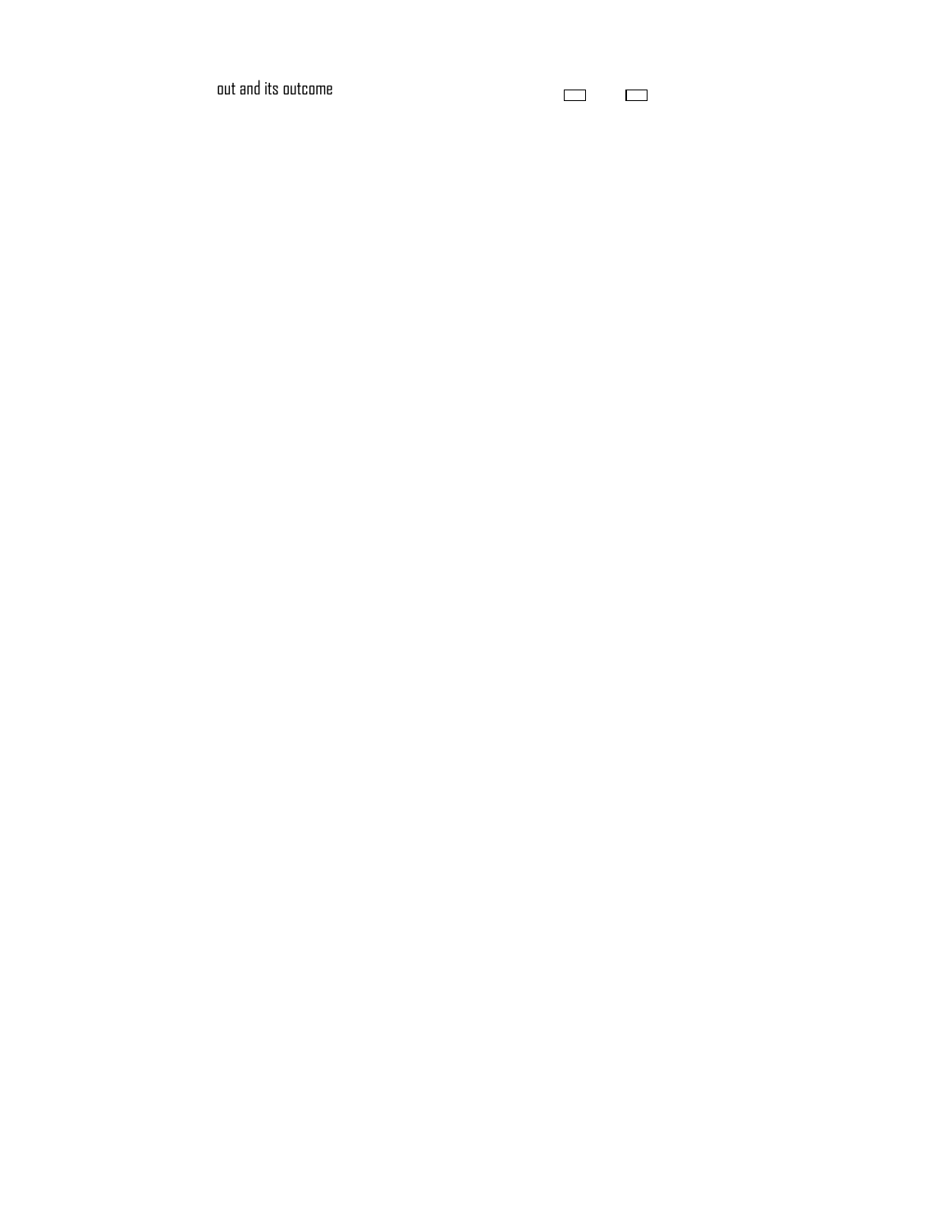out and its outcome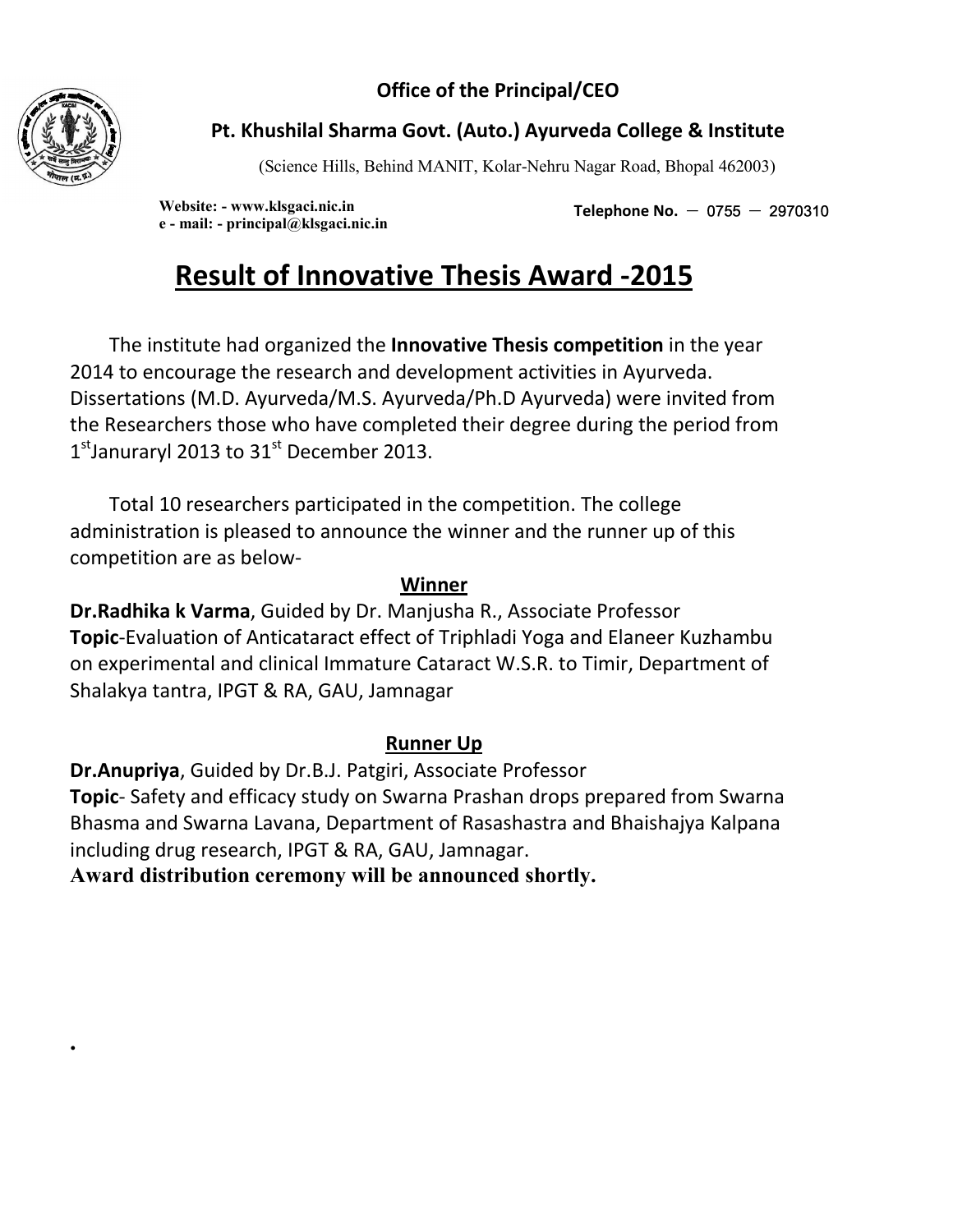**Office of the Principal/CEO**

**Pt. Khushilal Sharma Govt. (Auto.) Ayurveda College & Institute**

(Science Hills, Behind MANIT, Kolar-Nehru Nagar Road, Bhopal 462003)

**Website: - www.klsgaci.nic.in**
**e - mail: - principal@klsgaci.nic.in**

**Telephone No.** – 0755 – 2970310

# Result of Innovative Thesis Award -2015

The institute had organized the **Innovative Thesis competition** in the year 2014 to encourage the research and development activities in Ayurveda. Dissertations (M.D. Ayurveda/M.S. Ayurveda/Ph.D Ayurveda) were invited from the Researchers those who have completed their degree during the period from 1st Janurary1 2013 to 31st December 2013.

Total 10 researchers participated in the competition. The college administration is pleased to announce the winner and the runner up of this competition are as below-

## Winner

**Dr.Radhika k Varma**, Guided by Dr. Manjusha R., Associate Professor
**Topic**-Evaluation of Anticataract effect of Triphladi Yoga and Elaneer Kuzhambu on experimental and clinical Immature Cataract W.S.R. to Timir, Department of Shalakya tantra, IPGT & RA, GAU, Jamnagar

## Runner Up

**Dr.Anupriya**, Guided by Dr.B.J. Patgiri, Associate Professor
**Topic**- Safety and efficacy study on Swarna Prashan drops prepared from Swarna Bhasma and Swarna Lavana, Department of Rasashastra and Bhaishajya Kalpana including drug research, IPGT & RA, GAU, Jamnagar.

**Award distribution ceremony will be announced shortly.**

•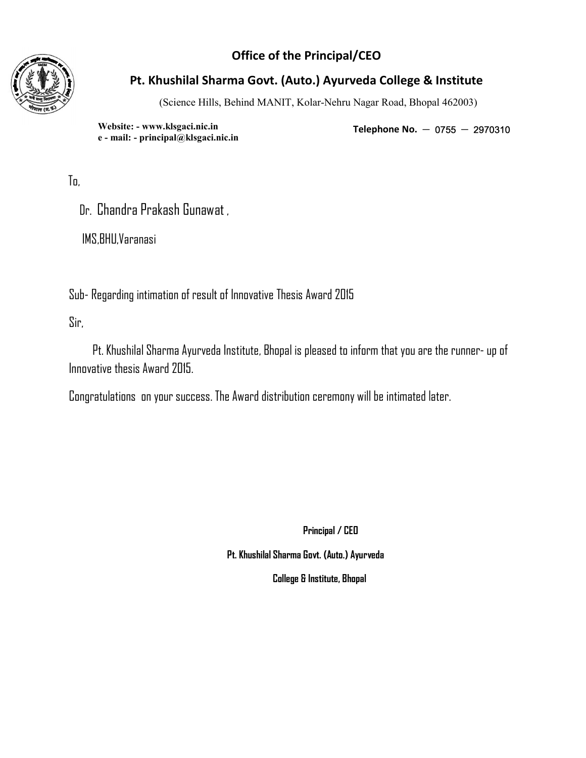**Office of the Principal/CEO**

**Pt. Khushilal Sharma Govt. (Auto.) Ayurveda College & Institute**

(Science Hills, Behind MANIT, Kolar-Nehru Nagar Road, Bhopal 462003)

**Website: - www.klsgaci.nic.in**
**e - mail: - principal@klsgaci.nic.in**

**Telephone No.** – 0755 – 2970310

To,

Dr. Chandra Prakash Gunawat ,

IMS,BHU,Varanasi

Sub- Regarding intimation of result of Innovative Thesis Award 2015

Sir,

Pt. Khushilal Sharma Ayurveda Institute, Bhopal is pleased to inform that you are the runner- up of Innovative thesis Award 2015.

Congratulations on your success. The Award distribution ceremony will be intimated later.

**Principal / CEO**

**Pt. Khushilal Sharma Govt. (Auto.) Ayurveda**

**College & Institute, Bhopal**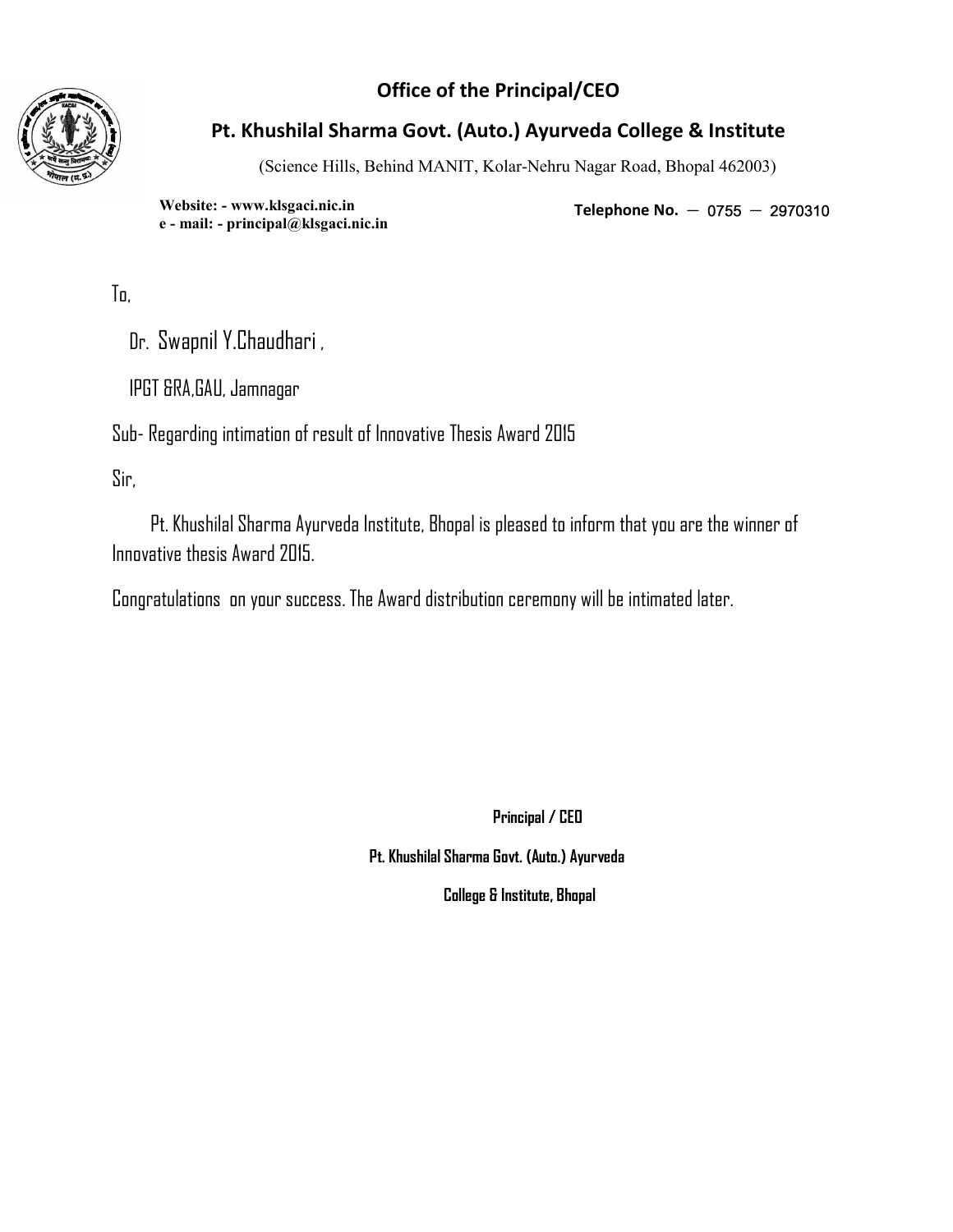# Office of the Principal/CEO

## Pt. Khushilal Sharma Govt. (Auto.) Ayurveda College & Institute

(Science Hills, Behind MANIT, Kolar-Nehru Nagar Road, Bhopal 462003)

**Website: - www.klsgaci.nic.in**
**e - mail: - principal@klsgaci.nic.in**

**Telephone No.** – 0755 – 2970310

To,

Dr. Swapnil Y.Chaudhari ,

IPGT &RA,GAU, Jamnagar

Sub- Regarding intimation of result of Innovative Thesis Award 2015

Sir,

Pt. Khushilal Sharma Ayurveda Institute, Bhopal is pleased to inform that you are the winner of Innovative thesis Award 2015.

Congratulations on your success. The Award distribution ceremony will be intimated later.

**Principal / CEO**

**Pt. Khushilal Sharma Govt. (Auto.) Ayurveda**

**College & Institute, Bhopal**